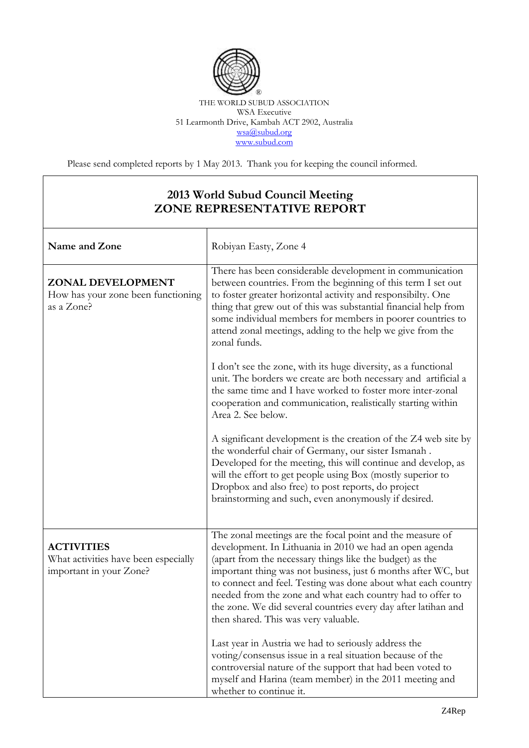THE WORLD SUBUD ASSOCIATION
WSA Executive
51 Learmonth Drive, Kambah ACT 2902, Australia
wsa@subud.org
www.subud.com

Please send completed reports by 1 May 2013. Thank you for keeping the council informed.

## 2013 World Subud Council Meeting
## ZONE REPRESENTATIVE REPORT

| **Name and Zone** | Robiyan Easty, Zone 4 |
|---|---|
| **ZONAL DEVELOPMENT** How has your zone been functioning as a Zone? | There has been considerable development in communication between countries. From the beginning of this term I set out to foster greater horizontal activity and responsibilty. One thing that grew out of this was substantial financial help from some individual members for members in poorer countries to attend zonal meetings, adding to the help we give from the zonal funds.<br><br>I don't see the zone, with its huge diversity, as a functional unit. The borders we create are both necessary and artificial a the same time and I have worked to foster more inter-zonal cooperation and communication, realistically starting within Area 2. See below.<br><br>A significant development is the creation of the Z4 web site by the wonderful chair of Germany, our sister Ismanah . Developed for the meeting, this will continue and develop, as will the effort to get people using Box (mostly superior to Dropbox and also free) to post reports, do project brainstorming and such, even anonymously if desired. |
| **ACTIVITIES** What activities have been especially important in your Zone? | The zonal meetings are the focal point and the measure of development. In Lithuania in 2010 we had an open agenda (apart from the necessary things like the budget) as the important thing was not business, just 6 months after WC, but to connect and feel. Testing was done about what each country needed from the zone and what each country had to offer to the zone. We did several countries every day after latihan and then shared. This was very valuable.<br><br>Last year in Austria we had to seriously address the voting/consensus issue in a real situation because of the controversial nature of the support that had been voted to myself and Harina (team member) in the 2011 meeting and whether to continue it. |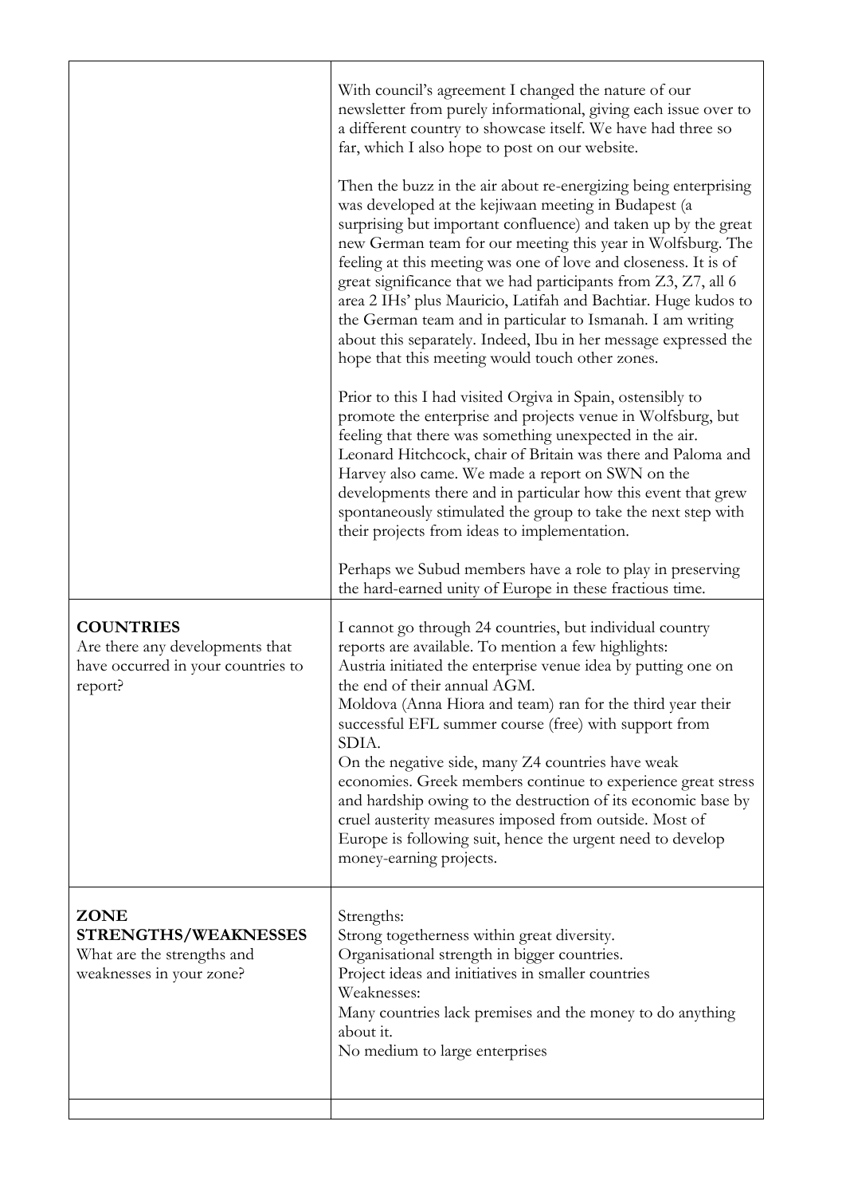| | |
|---|---|
| | With council's agreement I changed the nature of our newsletter from purely informational, giving each issue over to a different country to showcase itself. We have had three so far, which I also hope to post on our website.<br><br>Then the buzz in the air about re-energizing being enterprising was developed at the kejiwaan meeting in Budapest (a surprising but important confluence) and taken up by the great new German team for our meeting this year in Wolfsburg. The feeling at this meeting was one of love and closeness. It is of great significance that we had participants from Z3, Z7, all 6 area 2 IHs' plus Mauricio, Latifah and Bachtiar. Huge kudos to the German team and in particular to Ismanah. I am writing about this separately. Indeed, Ibu in her message expressed the hope that this meeting would touch other zones.<br><br>Prior to this I had visited Orgiva in Spain, ostensibly to promote the enterprise and projects venue in Wolfsburg, but feeling that there was something unexpected in the air. Leonard Hitchcock, chair of Britain was there and Paloma and Harvey also came. We made a report on SWN on the developments there and in particular how this event that grew spontaneously stimulated the group to take the next step with their projects from ideas to implementation.<br><br>Perhaps we Subud members have a role to play in preserving the hard-earned unity of Europe in these fractious time. |
| **COUNTRIES**<br>Are there any developments that have occurred in your countries to report? | I cannot go through 24 countries, but individual country reports are available. To mention a few highlights:<br>Austria initiated the enterprise venue idea by putting one on the end of their annual AGM.<br>Moldova (Anna Hiora and team) ran for the third year their successful EFL summer course (free) with support from SDIA.<br>On the negative side, many Z4 countries have weak economies. Greek members continue to experience great stress and hardship owing to the destruction of its economic base by cruel austerity measures imposed from outside. Most of Europe is following suit, hence the urgent need to develop money-earning projects. |
| **ZONE STRENGTHS/WEAKNESSES**<br>What are the strengths and weaknesses in your zone? | Strengths:<br>Strong togetherness within great diversity.<br>Organisational strength in bigger countries.<br>Project ideas and initiatives in smaller countries<br>Weaknesses:<br>Many countries lack premises and the money to do anything about it.<br>No medium to large enterprises |
| | |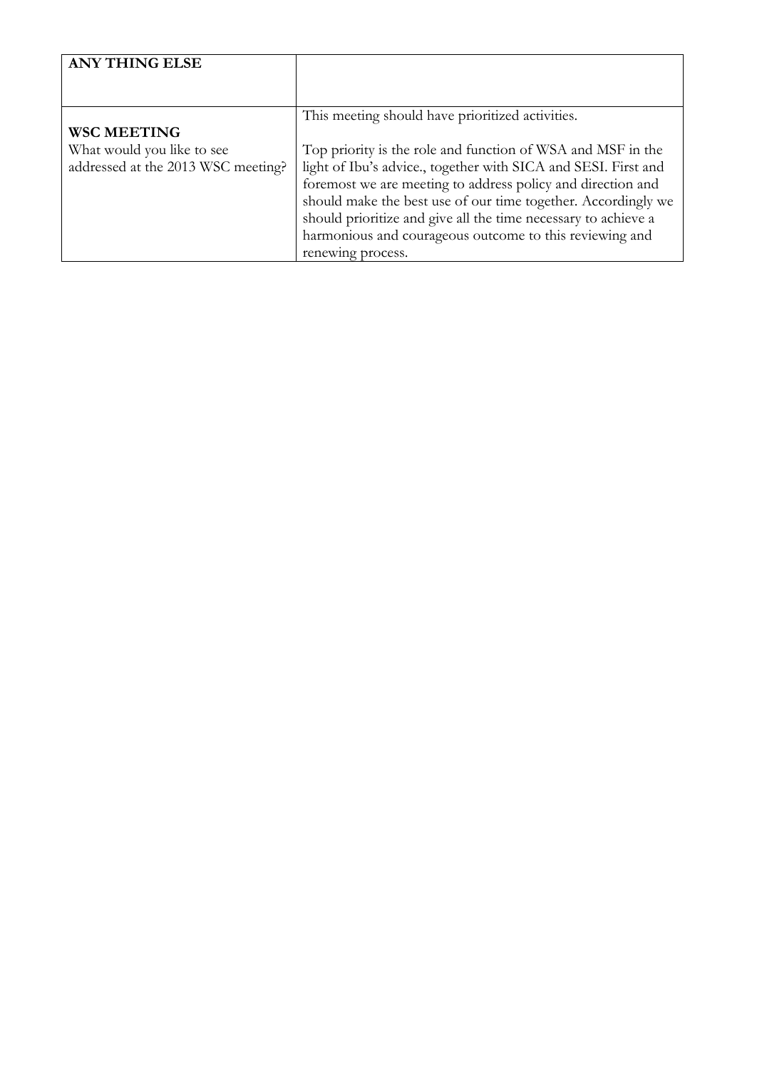| | |
|---|---|
| **ANY THING ELSE** | |
| **WSC MEETING**<br>What would you like to see addressed at the 2013 WSC meeting? | This meeting should have prioritized activities.<br><br>Top priority is the role and function of WSA and MSF in the light of Ibu's advice., together with SICA and SESI. First and foremost we are meeting to address policy and direction and should make the best use of our time together. Accordingly we should prioritize and give all the time necessary to achieve a harmonious and courageous outcome to this reviewing and renewing process. |